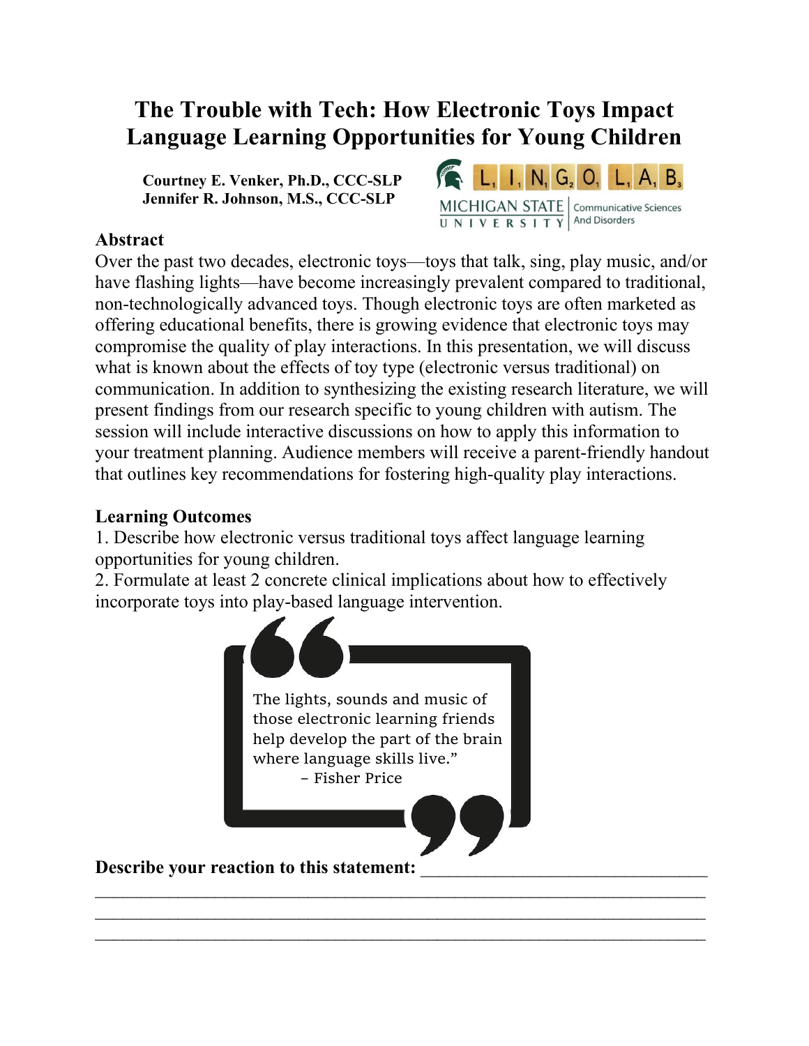# The Trouble with Tech: How Electronic Toys Impact Language Learning Opportunities for Young Children

**Courtney E. Venker, Ph.D., CCC-SLP**
**Jennifer R. Johnson, M.S., CCC-SLP**

L I N G O L A B
MICHIGAN STATE UNIVERSITY | Communicative Sciences And Disorders

## Abstract

Over the past two decades, electronic toys—toys that talk, sing, play music, and/or have flashing lights—have become increasingly prevalent compared to traditional, non-technologically advanced toys. Though electronic toys are often marketed as offering educational benefits, there is growing evidence that electronic toys may compromise the quality of play interactions. In this presentation, we will discuss what is known about the effects of toy type (electronic versus traditional) on communication. In addition to synthesizing the existing research literature, we will present findings from our research specific to young children with autism. The session will include interactive discussions on how to apply this information to your treatment planning. Audience members will receive a parent-friendly handout that outlines key recommendations for fostering high-quality play interactions.

## Learning Outcomes

1. Describe how electronic versus traditional toys affect language learning opportunities for young children.
2. Formulate at least 2 concrete clinical implications about how to effectively incorporate toys into play-based language intervention.

> "The lights, sounds and music of those electronic learning friends help develop the part of the brain where language skills live."
> – Fisher Price

**Describe your reaction to this statement:** ______________________________

______________________________________________________________________

______________________________________________________________________

______________________________________________________________________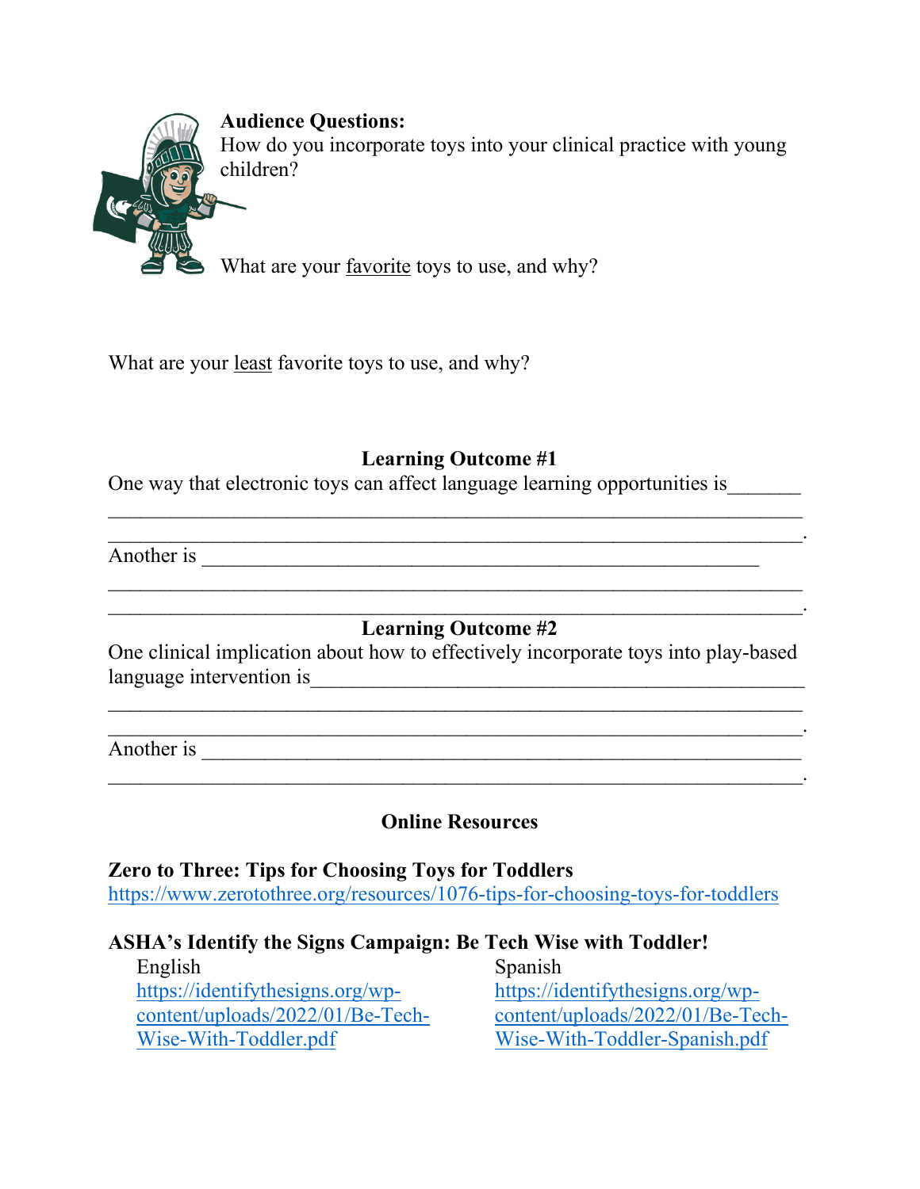**Audience Questions:**

How do you incorporate toys into your clinical practice with young children?

What are your <u>favorite</u> toys to use, and why?

What are your <u>least</u> favorite toys to use, and why?

### Learning Outcome #1

One way that electronic toys can affect language learning opportunities is_______
_______________________________________________________________
_______________________________________________________________.

Another is _______________________________________________________
_______________________________________________________________
_______________________________________________________________.

### Learning Outcome #2

One clinical implication about how to effectively incorporate toys into play-based language intervention is_______________________________________________
_______________________________________________________________
_______________________________________________________________.

Another is _______________________________________________________
_______________________________________________________________.

### Online Resources

**Zero to Three: Tips for Choosing Toys for Toddlers**
https://www.zerotothree.org/resources/1076-tips-for-choosing-toys-for-toddlers

**ASHA's Identify the Signs Campaign: Be Tech Wise with Toddler!**

English
https://identifythesigns.org/wp-content/uploads/2022/01/Be-Tech-Wise-With-Toddler.pdf

Spanish
https://identifythesigns.org/wp-content/uploads/2022/01/Be-Tech-Wise-With-Toddler-Spanish.pdf